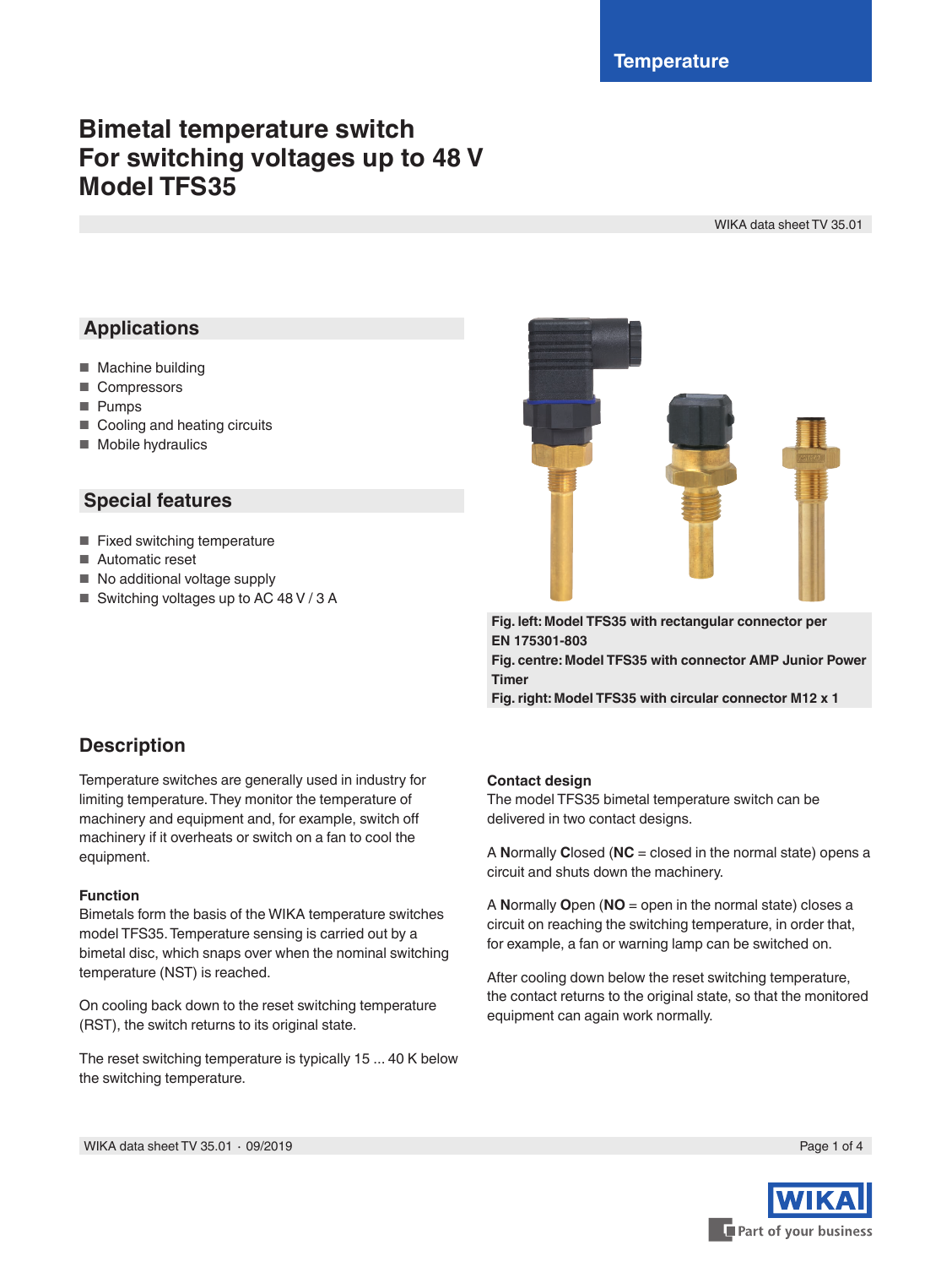Temperature

# Bimetal temperature switch
# For switching voltages up to 48 V
# Model TFS35

WIKA data sheet TV 35.01

## Applications

- Machine building
- Compressors
- Pumps
- Cooling and heating circuits
- Mobile hydraulics

## Special features

- Fixed switching temperature
- Automatic reset
- No additional voltage supply
- Switching voltages up to AC 48 V / 3 A

**Fig. left: Model TFS35 with rectangular connector per EN 175301-803**
**Fig. centre: Model TFS35 with connector AMP Junior Power Timer**
**Fig. right: Model TFS35 with circular connector M12 x 1**

## Description

Temperature switches are generally used in industry for limiting temperature. They monitor the temperature of machinery and equipment and, for example, switch off machinery if it overheats or switch on a fan to cool the equipment.

### Function

Bimetals form the basis of the WIKA temperature switches model TFS35. Temperature sensing is carried out by a bimetal disc, which snaps over when the nominal switching temperature (NST) is reached.

On cooling back down to the reset switching temperature (RST), the switch returns to its original state.

The reset switching temperature is typically 15 ... 40 K below the switching temperature.

### Contact design

The model TFS35 bimetal temperature switch can be delivered in two contact designs.

A **N**ormally **C**losed (**NC** = closed in the normal state) opens a circuit and shuts down the machinery.

A **N**ormally **O**pen (**NO** = open in the normal state) closes a circuit on reaching the switching temperature, in order that, for example, a fan or warning lamp can be switched on.

After cooling down below the reset switching temperature, the contact returns to the original state, so that the monitored equipment can again work normally.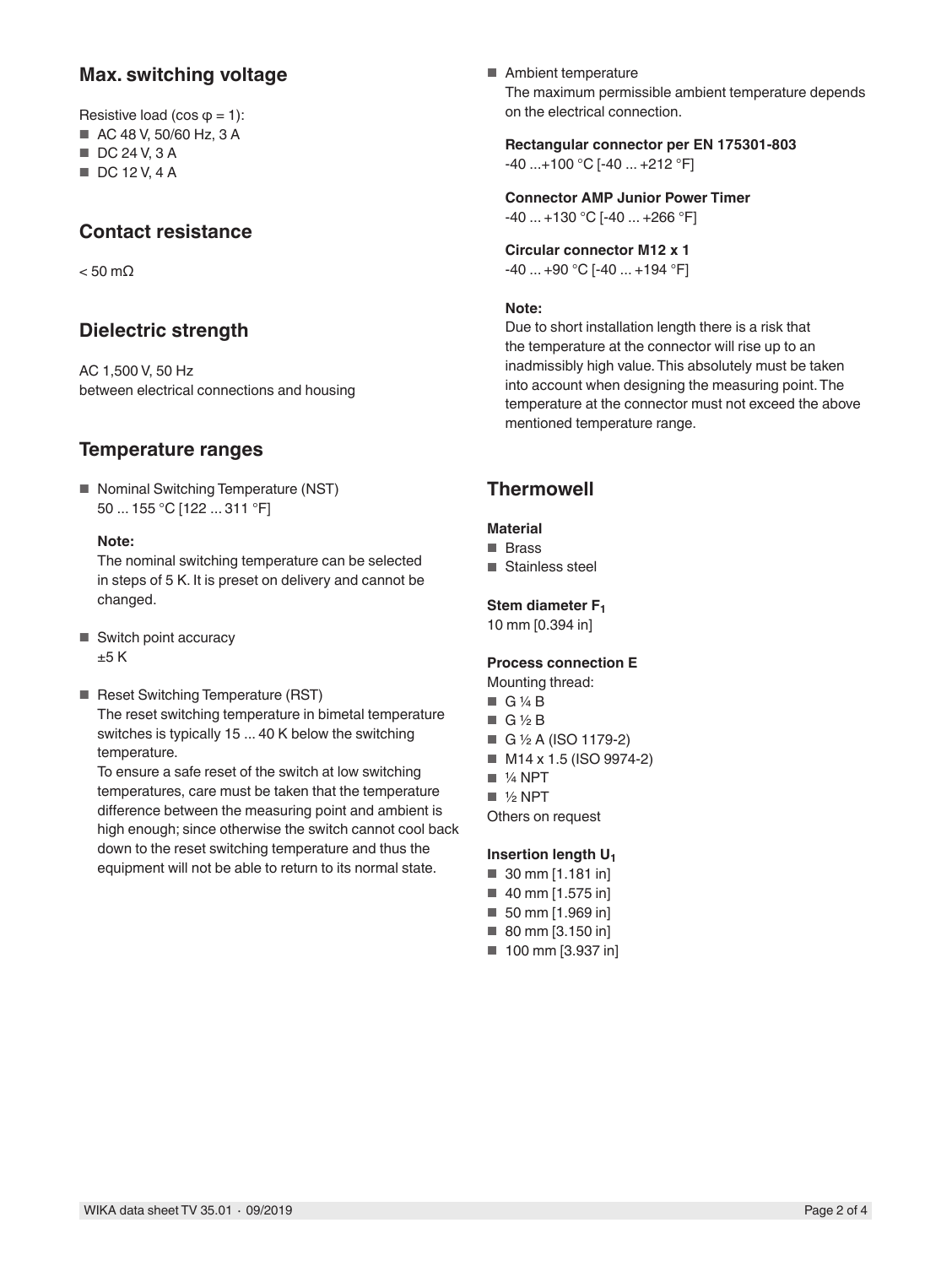## Max. switching voltage

Resistive load (cos φ = 1):

- AC 48 V, 50/60 Hz, 3 A
- DC 24 V, 3 A
- DC 12 V, 4 A

## Contact resistance

< 50 mΩ

## Dielectric strength

AC 1,500 V, 50 Hz
between electrical connections and housing

## Temperature ranges

- Nominal Switching Temperature (NST)
  50 ... 155 °C [122 ... 311 °F]

  **Note:**
  The nominal switching temperature can be selected in steps of 5 K. It is preset on delivery and cannot be changed.

- Switch point accuracy
  ±5 K

- Reset Switching Temperature (RST)
  The reset switching temperature in bimetal temperature switches is typically 15 ... 40 K below the switching temperature.
  To ensure a safe reset of the switch at low switching temperatures, care must be taken that the temperature difference between the measuring point and ambient is high enough; since otherwise the switch cannot cool back down to the reset switching temperature and thus the equipment will not be able to return to its normal state.

- Ambient temperature
  The maximum permissible ambient temperature depends on the electrical connection.

  **Rectangular connector per EN 175301-803**
  -40 ...+100 °C [-40 ... +212 °F]

  **Connector AMP Junior Power Timer**
  -40 ... +130 °C [-40 ... +266 °F]

  **Circular connector M12 x 1**
  -40 ... +90 °C [-40 ... +194 °F]

  **Note:**
  Due to short installation length there is a risk that the temperature at the connector will rise up to an inadmissibly high value. This absolutely must be taken into account when designing the measuring point. The temperature at the connector must not exceed the above mentioned temperature range.

## Thermowell

**Material**

- Brass
- Stainless steel

**Stem diameter $F_1$**

10 mm [0.394 in]

**Process connection E**

Mounting thread:

- G ¼ B
- G ½ B
- G ½ A (ISO 1179-2)
- M14 x 1.5 (ISO 9974-2)
- ¼ NPT
- ½ NPT

Others on request

**Insertion length $U_1$**

- 30 mm [1.181 in]
- 40 mm [1.575 in]
- 50 mm [1.969 in]
- 80 mm [3.150 in]
- 100 mm [3.937 in]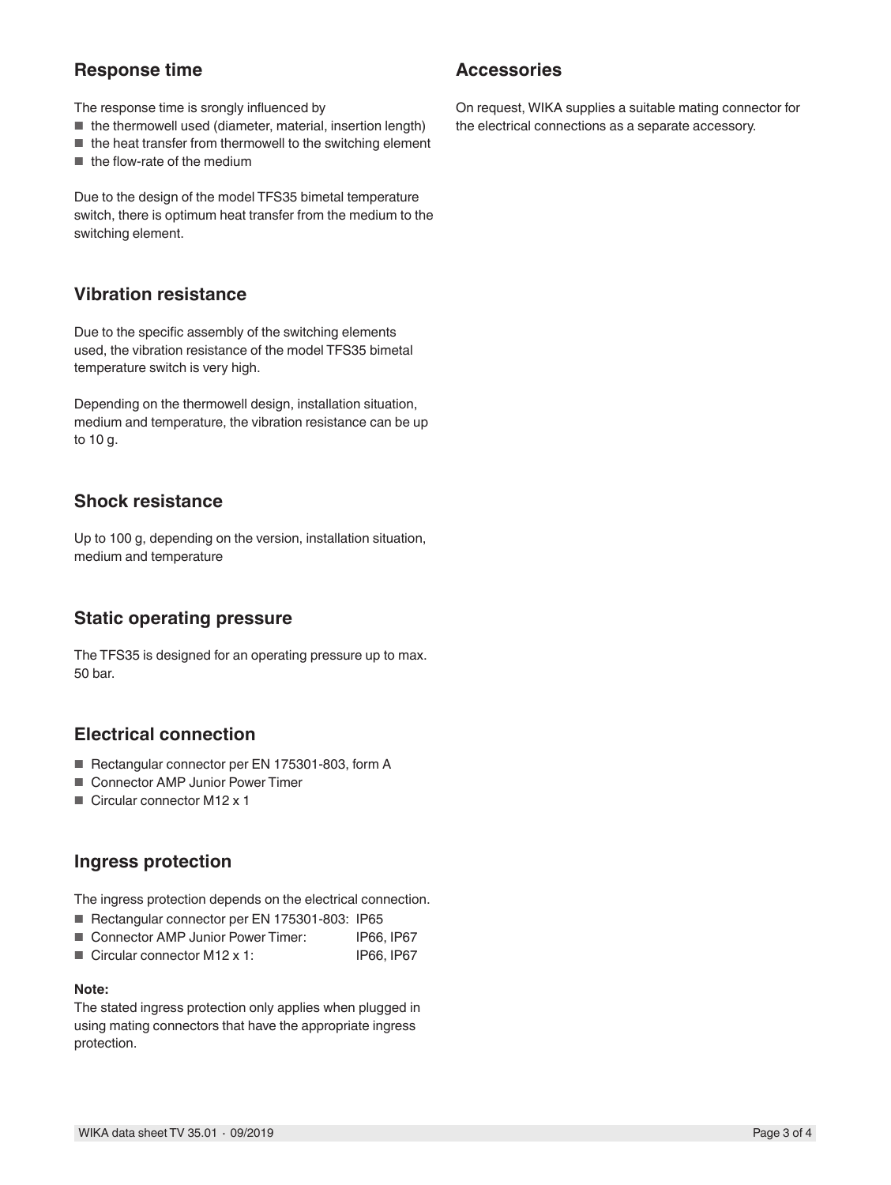## Response time

The response time is srongly influenced by

- the thermowell used (diameter, material, insertion length)
- the heat transfer from thermowell to the switching element
- the flow-rate of the medium

Due to the design of the model TFS35 bimetal temperature switch, there is optimum heat transfer from the medium to the switching element.

## Vibration resistance

Due to the specific assembly of the switching elements used, the vibration resistance of the model TFS35 bimetal temperature switch is very high.

Depending on the thermowell design, installation situation, medium and temperature, the vibration resistance can be up to 10 g.

## Shock resistance

Up to 100 g, depending on the version, installation situation, medium and temperature

## Static operating pressure

The TFS35 is designed for an operating pressure up to max. 50 bar.

## Electrical connection

- Rectangular connector per EN 175301-803, form A
- Connector AMP Junior Power Timer
- Circular connector M12 x 1

## Ingress protection

The ingress protection depends on the electrical connection.

- Rectangular connector per EN 175301-803: IP65
- Connector AMP Junior Power Timer: IP66, IP67
- Circular connector M12 x 1: IP66, IP67

**Note:**
The stated ingress protection only applies when plugged in using mating connectors that have the appropriate ingress protection.

## Accessories

On request, WIKA supplies a suitable mating connector for the electrical connections as a separate accessory.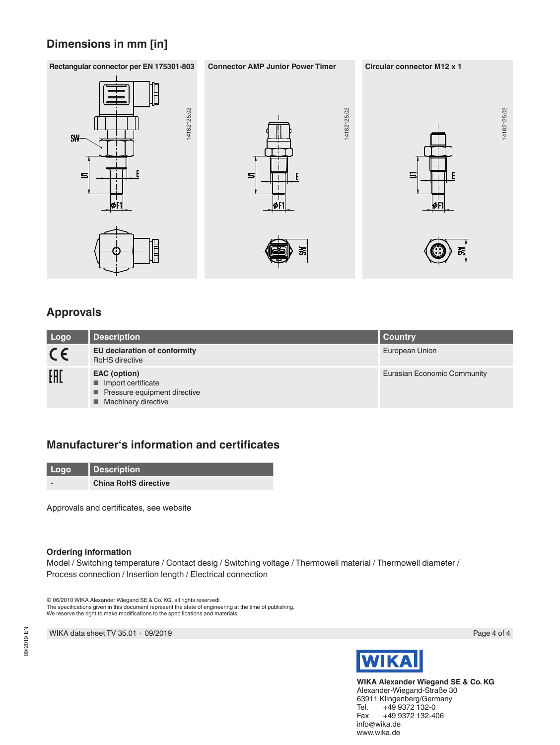## Dimensions in mm [in]

**Rectangular connector per EN 175301-803**

SW

U1

E

ØF1

14182125.02

**Connector AMP Junior Power Timer**

U1

E

ØF1

SW

14182125.02

**Circular connector M12 x 1**

U1

E

ØF1

SW

14182125.02

## Approvals

| Logo | Description | Country |
|---|---|---|
| CE | **EU declaration of conformity**<br>RoHS directive | European Union |
| EAC | **EAC (option)**<br>■ Import certificate<br>■ Pressure equipment directive<br>■ Machinery directive | Eurasian Economic Community |

## Manufacturer‘s information and certificates

| Logo | Description |
|---|---|
| - | **China RoHS directive** |

Approvals and certificates, see website

**Ordering information**

Model / Switching temperature / Contact desig / Switching voltage / Thermowell material / Thermowell diameter / Process connection / Insertion length / Electrical connection

© 06/2010 WIKA Alexander Wiegand SE & Co. KG, all rights reservedl
The specifications given in this document represent the state of engineering at the time of publishing.
We reserve the right to make modifications to the specifications and materials.

WIKA data sheet TV 35.01 · 09/2019

09/2019 EN

WIKA

**WIKA Alexander Wiegand SE & Co. KG**
Alexander-Wiegand-Straße 30
63911 Klingenberg/Germany
Tel. +49 9372 132-0
Fax +49 9372 132-406
info@wika.de
www.wika.de